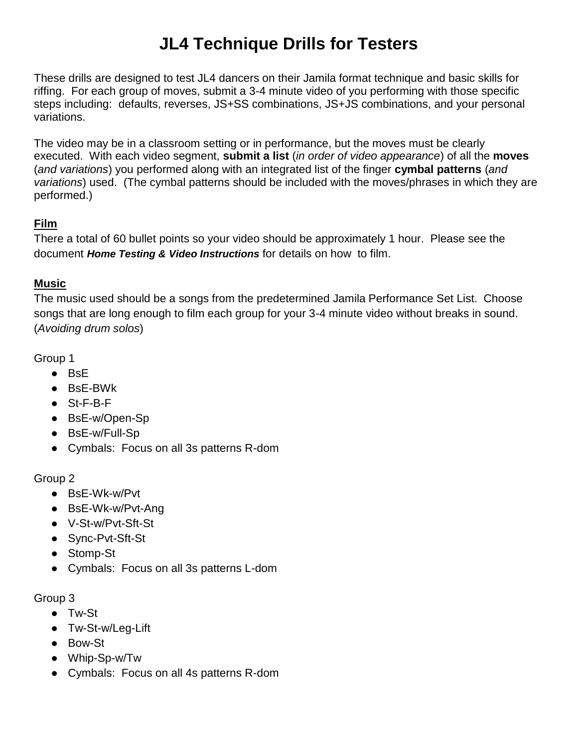# JL4 Technique Drills for Testers

These drills are designed to test JL4 dancers on their Jamila format technique and basic skills for riffing. For each group of moves, submit a 3-4 minute video of you performing with those specific steps including: defaults, reverses, JS+SS combinations, JS+JS combinations, and your personal variations.

The video may be in a classroom setting or in performance, but the moves must be clearly executed. With each video segment, **submit a list** (*in order of video appearance*) of all the **moves** (*and variations*) you performed along with an integrated list of the finger **cymbal patterns** (*and variations*) used. (The cymbal patterns should be included with the moves/phrases in which they are performed.)

**Film**

There a total of 60 bullet points so your video should be approximately 1 hour. Please see the document ***Home Testing & Video Instructions*** for details on how to film.

**Music**

The music used should be a songs from the predetermined Jamila Performance Set List. Choose songs that are long enough to film each group for your 3-4 minute video without breaks in sound. (*Avoiding drum solos*)

Group 1

- BsE
- BsE-BWk
- St-F-B-F
- BsE-w/Open-Sp
- BsE-w/Full-Sp
- Cymbals: Focus on all 3s patterns R-dom

Group 2

- BsE-Wk-w/Pvt
- BsE-Wk-w/Pvt-Ang
- V-St-w/Pvt-Sft-St
- Sync-Pvt-Sft-St
- Stomp-St
- Cymbals: Focus on all 3s patterns L-dom

Group 3

- Tw-St
- Tw-St-w/Leg-Lift
- Bow-St
- Whip-Sp-w/Tw
- Cymbals: Focus on all 4s patterns R-dom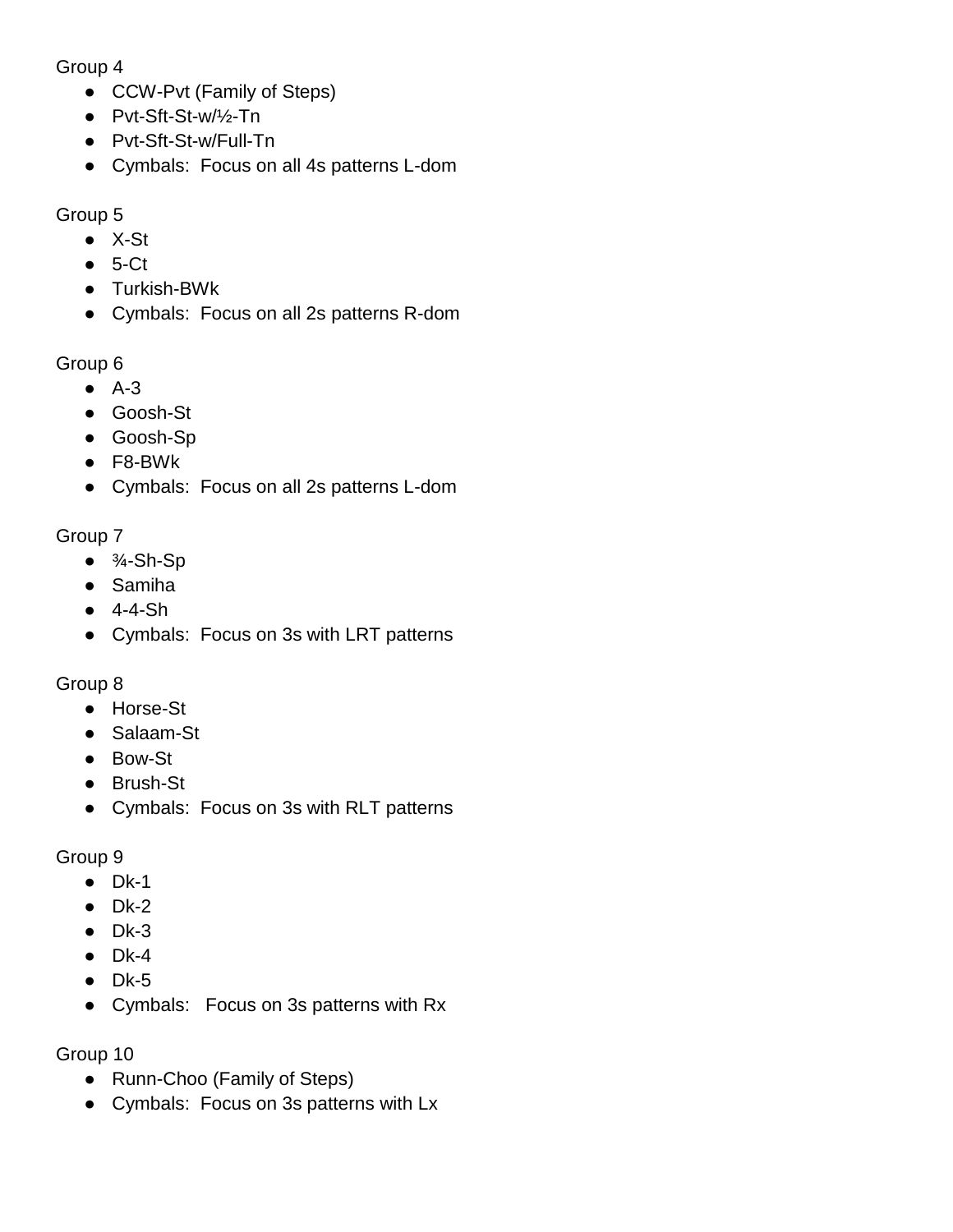Group 4

- CCW-Pvt (Family of Steps)
- Pvt-Sft-St-w/½-Tn
- Pvt-Sft-St-w/Full-Tn
- Cymbals:  Focus on all 4s patterns L-dom

Group 5

- X-St
- 5-Ct
- Turkish-BWk
- Cymbals:  Focus on all 2s patterns R-dom

Group 6

- A-3
- Goosh-St
- Goosh-Sp
- F8-BWk
- Cymbals:  Focus on all 2s patterns L-dom

Group 7

- ¾-Sh-Sp
- Samiha
- 4-4-Sh
- Cymbals:  Focus on 3s with LRT patterns

Group 8

- Horse-St
- Salaam-St
- Bow-St
- Brush-St
- Cymbals:  Focus on 3s with RLT patterns

Group 9

- Dk-1
- Dk-2
- Dk-3
- Dk-4
- Dk-5
- Cymbals:   Focus on 3s patterns with Rx

Group 10

- Runn-Choo (Family of Steps)
- Cymbals:  Focus on 3s patterns with Lx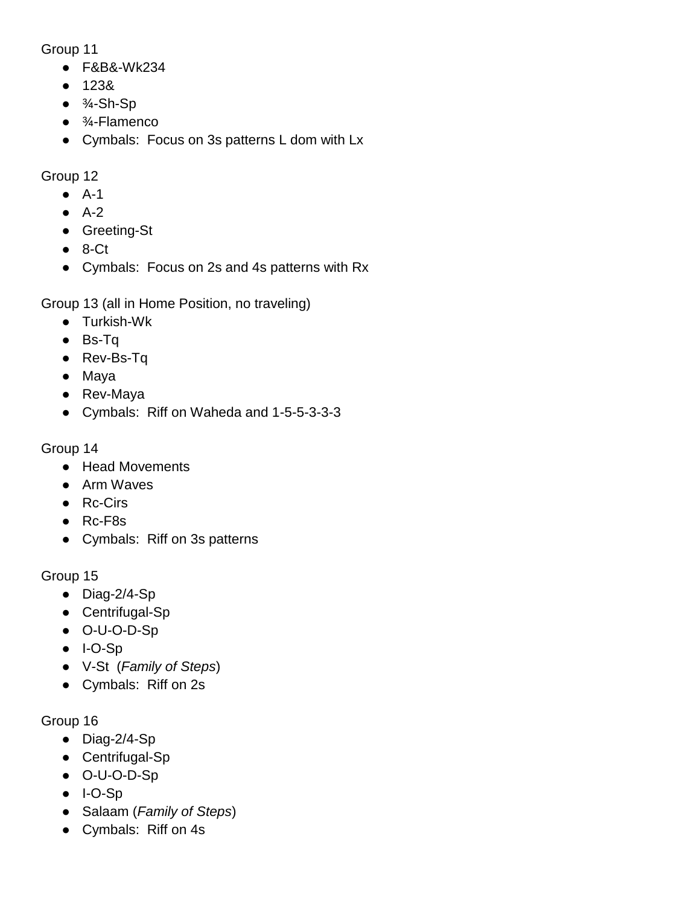Group 11

- F&B&-Wk234
- 123&
- ¾-Sh-Sp
- ¾-Flamenco
- Cymbals: Focus on 3s patterns L dom with Lx

Group 12

- A-1
- A-2
- Greeting-St
- 8-Ct
- Cymbals: Focus on 2s and 4s patterns with Rx

Group 13 (all in Home Position, no traveling)

- Turkish-Wk
- Bs-Tq
- Rev-Bs-Tq
- Maya
- Rev-Maya
- Cymbals: Riff on Waheda and 1-5-5-3-3-3

Group 14

- Head Movements
- Arm Waves
- Rc-Cirs
- Rc-F8s
- Cymbals: Riff on 3s patterns

Group 15

- Diag-2/4-Sp
- Centrifugal-Sp
- O-U-O-D-Sp
- I-O-Sp
- V-St (*Family of Steps*)
- Cymbals: Riff on 2s

Group 16

- Diag-2/4-Sp
- Centrifugal-Sp
- O-U-O-D-Sp
- I-O-Sp
- Salaam (*Family of Steps*)
- Cymbals: Riff on 4s